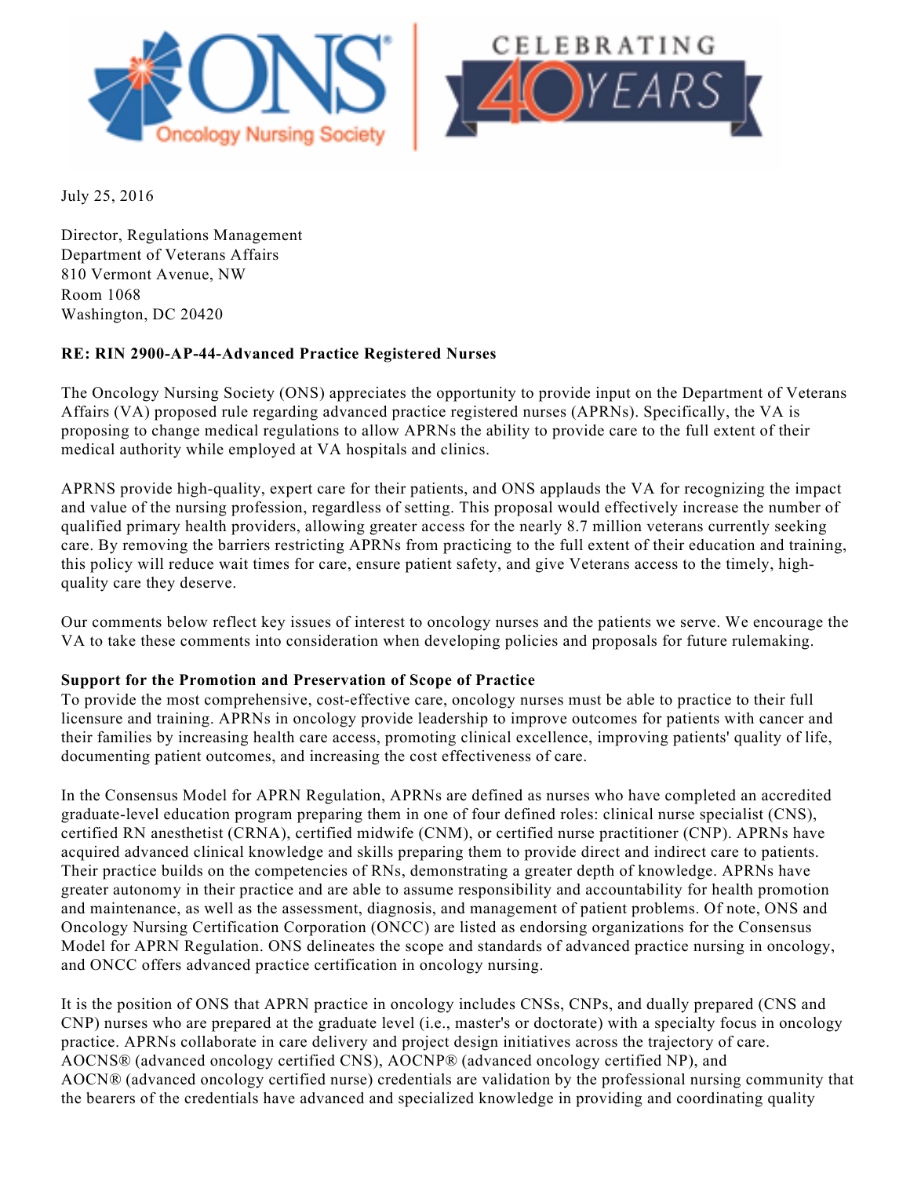July 25, 2016

Director, Regulations Management
Department of Veterans Affairs
810 Vermont Avenue, NW
Room 1068
Washington, DC 20420

**RE: RIN 2900-AP-44-Advanced Practice Registered Nurses**

The Oncology Nursing Society (ONS) appreciates the opportunity to provide input on the Department of Veterans Affairs (VA) proposed rule regarding advanced practice registered nurses (APRNs). Specifically, the VA is proposing to change medical regulations to allow APRNs the ability to provide care to the full extent of their medical authority while employed at VA hospitals and clinics.

APRNS provide high-quality, expert care for their patients, and ONS applauds the VA for recognizing the impact and value of the nursing profession, regardless of setting. This proposal would effectively increase the number of qualified primary health providers, allowing greater access for the nearly 8.7 million veterans currently seeking care. By removing the barriers restricting APRNs from practicing to the full extent of their education and training, this policy will reduce wait times for care, ensure patient safety, and give Veterans access to the timely, high-quality care they deserve.

Our comments below reflect key issues of interest to oncology nurses and the patients we serve. We encourage the VA to take these comments into consideration when developing policies and proposals for future rulemaking.

**Support for the Promotion and Preservation of Scope of Practice**

To provide the most comprehensive, cost-effective care, oncology nurses must be able to practice to their full licensure and training. APRNs in oncology provide leadership to improve outcomes for patients with cancer and their families by increasing health care access, promoting clinical excellence, improving patients' quality of life, documenting patient outcomes, and increasing the cost effectiveness of care.

In the Consensus Model for APRN Regulation, APRNs are defined as nurses who have completed an accredited graduate-level education program preparing them in one of four defined roles: clinical nurse specialist (CNS), certified RN anesthetist (CRNA), certified midwife (CNM), or certified nurse practitioner (CNP). APRNs have acquired advanced clinical knowledge and skills preparing them to provide direct and indirect care to patients. Their practice builds on the competencies of RNs, demonstrating a greater depth of knowledge. APRNs have greater autonomy in their practice and are able to assume responsibility and accountability for health promotion and maintenance, as well as the assessment, diagnosis, and management of patient problems. Of note, ONS and Oncology Nursing Certification Corporation (ONCC) are listed as endorsing organizations for the Consensus Model for APRN Regulation. ONS delineates the scope and standards of advanced practice nursing in oncology, and ONCC offers advanced practice certification in oncology nursing.

It is the position of ONS that APRN practice in oncology includes CNSs, CNPs, and dually prepared (CNS and CNP) nurses who are prepared at the graduate level (i.e., master's or doctorate) with a specialty focus in oncology practice. APRNs collaborate in care delivery and project design initiatives across the trajectory of care. AOCNS® (advanced oncology certified CNS), AOCNP® (advanced oncology certified NP), and AOCN® (advanced oncology certified nurse) credentials are validation by the professional nursing community that the bearers of the credentials have advanced and specialized knowledge in providing and coordinating quality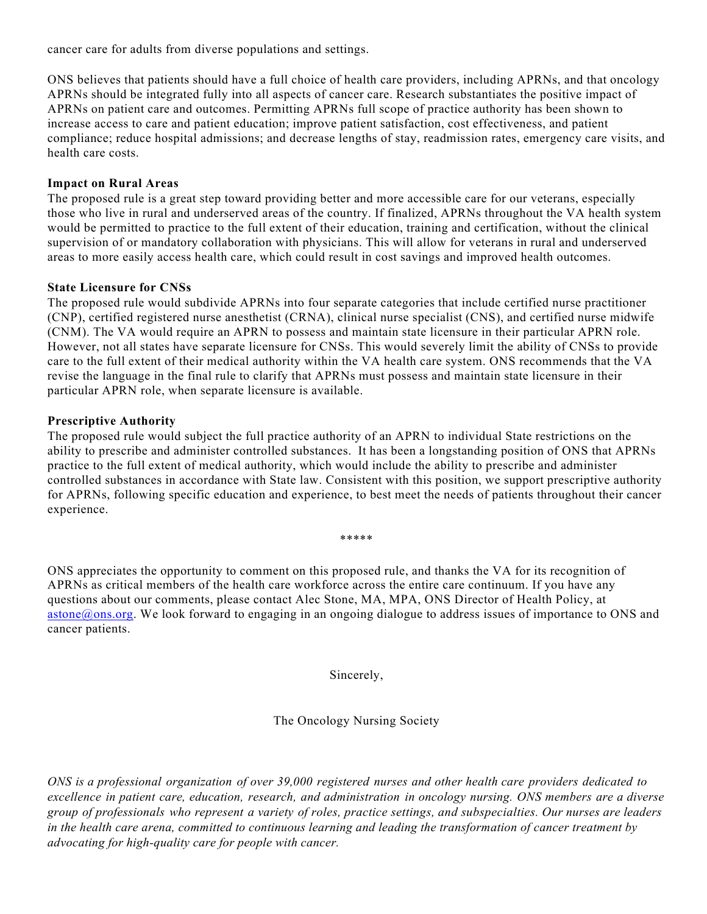cancer care for adults from diverse populations and settings.

ONS believes that patients should have a full choice of health care providers, including APRNs, and that oncology APRNs should be integrated fully into all aspects of cancer care. Research substantiates the positive impact of APRNs on patient care and outcomes. Permitting APRNs full scope of practice authority has been shown to increase access to care and patient education; improve patient satisfaction, cost effectiveness, and patient compliance; reduce hospital admissions; and decrease lengths of stay, readmission rates, emergency care visits, and health care costs.

**Impact on Rural Areas**

The proposed rule is a great step toward providing better and more accessible care for our veterans, especially those who live in rural and underserved areas of the country. If finalized, APRNs throughout the VA health system would be permitted to practice to the full extent of their education, training and certification, without the clinical supervision of or mandatory collaboration with physicians. This will allow for veterans in rural and underserved areas to more easily access health care, which could result in cost savings and improved health outcomes.

**State Licensure for CNSs**

The proposed rule would subdivide APRNs into four separate categories that include certified nurse practitioner (CNP), certified registered nurse anesthetist (CRNA), clinical nurse specialist (CNS), and certified nurse midwife (CNM). The VA would require an APRN to possess and maintain state licensure in their particular APRN role. However, not all states have separate licensure for CNSs. This would severely limit the ability of CNSs to provide care to the full extent of their medical authority within the VA health care system. ONS recommends that the VA revise the language in the final rule to clarify that APRNs must possess and maintain state licensure in their particular APRN role, when separate licensure is available.

**Prescriptive Authority**

The proposed rule would subject the full practice authority of an APRN to individual State restrictions on the ability to prescribe and administer controlled substances. It has been a longstanding position of ONS that APRNs practice to the full extent of medical authority, which would include the ability to prescribe and administer controlled substances in accordance with State law. Consistent with this position, we support prescriptive authority for APRNs, following specific education and experience, to best meet the needs of patients throughout their cancer experience.

*****

ONS appreciates the opportunity to comment on this proposed rule, and thanks the VA for its recognition of APRNs as critical members of the health care workforce across the entire care continuum. If you have any questions about our comments, please contact Alec Stone, MA, MPA, ONS Director of Health Policy, at astone@ons.org. We look forward to engaging in an ongoing dialogue to address issues of importance to ONS and cancer patients.

Sincerely,

The Oncology Nursing Society

*ONS is a professional organization of over 39,000 registered nurses and other health care providers dedicated to excellence in patient care, education, research, and administration in oncology nursing. ONS members are a diverse group of professionals who represent a variety of roles, practice settings, and subspecialties. Our nurses are leaders in the health care arena, committed to continuous learning and leading the transformation of cancer treatment by advocating for high-quality care for people with cancer.*